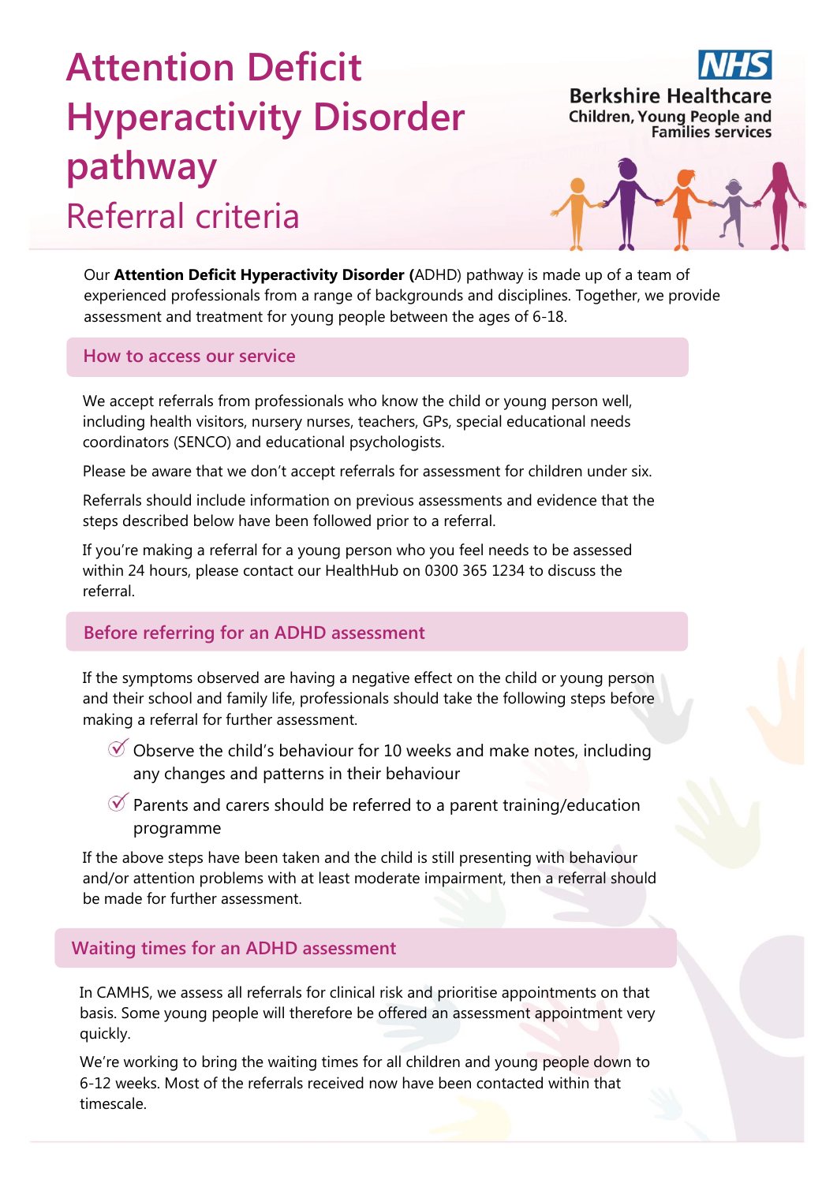# Attention Deficit Hyperactivity Disorder pathway

## Referral criteria

**NHS**
**Berkshire Healthcare**
**Children, Young People and Families services**

Our **Attention Deficit Hyperactivity Disorder (**ADHD) pathway is made up of a team of experienced professionals from a range of backgrounds and disciplines. Together, we provide assessment and treatment for young people between the ages of 6-18.

## How to access our service

We accept referrals from professionals who know the child or young person well, including health visitors, nursery nurses, teachers, GPs, special educational needs coordinators (SENCO) and educational psychologists.

Please be aware that we don't accept referrals for assessment for children under six.

Referrals should include information on previous assessments and evidence that the steps described below have been followed prior to a referral.

If you're making a referral for a young person who you feel needs to be assessed within 24 hours, please contact our HealthHub on 0300 365 1234 to discuss the referral.

## Before referring for an ADHD assessment

If the symptoms observed are having a negative effect on the child or young person and their school and family life, professionals should take the following steps before making a referral for further assessment.

- ✓ Observe the child's behaviour for 10 weeks and make notes, including any changes and patterns in their behaviour
- ✓ Parents and carers should be referred to a parent training/education programme

If the above steps have been taken and the child is still presenting with behaviour and/or attention problems with at least moderate impairment, then a referral should be made for further assessment.

## Waiting times for an ADHD assessment

In CAMHS, we assess all referrals for clinical risk and prioritise appointments on that basis. Some young people will therefore be offered an assessment appointment very quickly.

We're working to bring the waiting times for all children and young people down to 6-12 weeks. Most of the referrals received now have been contacted within that timescale.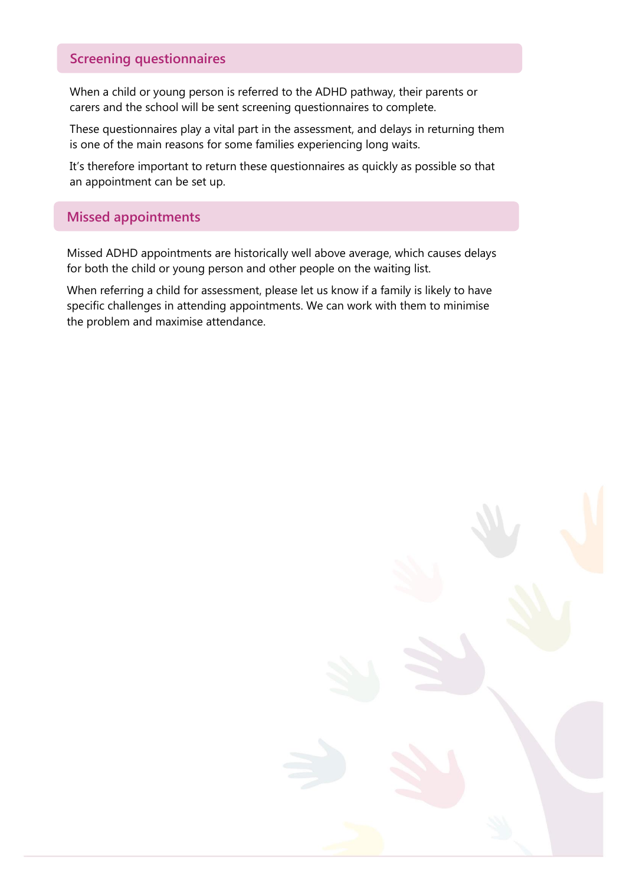## Screening questionnaires

When a child or young person is referred to the ADHD pathway, their parents or carers and the school will be sent screening questionnaires to complete.

These questionnaires play a vital part in the assessment, and delays in returning them is one of the main reasons for some families experiencing long waits.

It's therefore important to return these questionnaires as quickly as possible so that an appointment can be set up.

## Missed appointments

Missed ADHD appointments are historically well above average, which causes delays for both the child or young person and other people on the waiting list.

When referring a child for assessment, please let us know if a family is likely to have specific challenges in attending appointments. We can work with them to minimise the problem and maximise attendance.